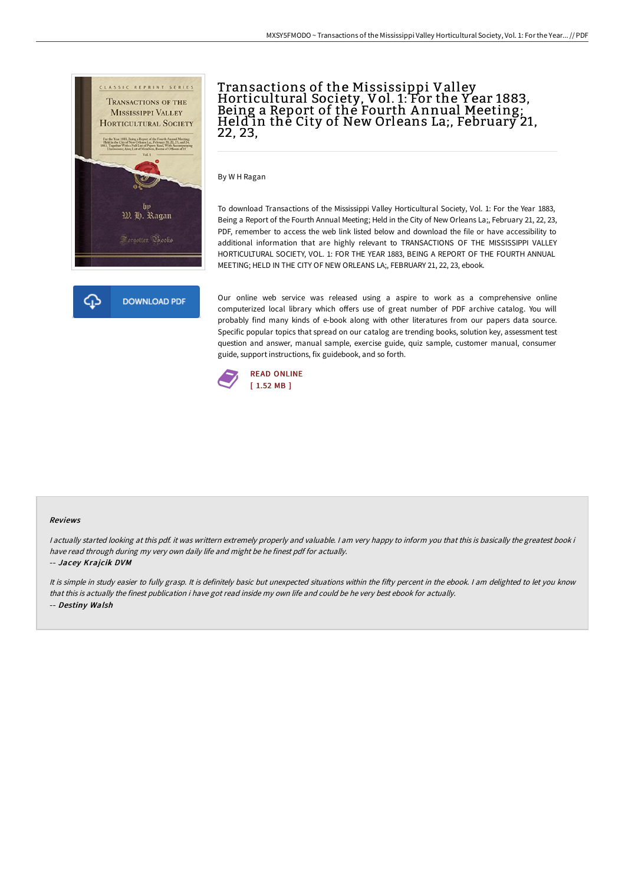# Transactions of the Mississippi Valley Horticultural Society, Vol. 1: For the Year 1883, Being a Report of the Fourth Annual Meeting; Held in the City of New Orleans La;, February 21, 22, 23,

By W H Ragan

To download Transactions of the Mississippi Valley Horticultural Society, Vol. 1: For the Year 1883, Being a Report of the Fourth Annual Meeting; Held in the City of New Orleans La;, February 21, 22, 23, PDF, remember to access the web link listed below and download the file or have accessibility to additional information that are highly relevant to TRANSACTIONS OF THE MISSISSIPPI VALLEY HORTICULTURAL SOCIETY, VOL. 1: FOR THE YEAR 1883, BEING A REPORT OF THE FOURTH ANNUAL MEETING; HELD IN THE CITY OF NEW ORLEANS LA;, FEBRUARY 21, 22, 23, ebook.

DOWNLOAD PDF

Our online web service was released using a aspire to work as a comprehensive online computerized local library which offers use of great number of PDF archive catalog. You will probably find many kinds of e-book along with other literatures from our papers data source. Specific popular topics that spread on our catalog are trending books, solution key, assessment test question and answer, manual sample, exercise guide, quiz sample, customer manual, consumer guide, support instructions, fix guidebook, and so forth.

READ ONLINE
[ 1.52 MB ]

## Reviews

*I actually started looking at this pdf. it was writtern extremely properly and valuable. I am very happy to inform you that this is basically the greatest book i have read through during my very own daily life and might be he finest pdf for actually.*

-- ***Jacey Krajcik DVM***

*It is simple in study easier to fully grasp. It is definitely basic but unexpected situations within the fifty percent in the ebook. I am delighted to let you know that this is actually the finest publication i have got read inside my own life and could be he very best ebook for actually.*

-- ***Destiny Walsh***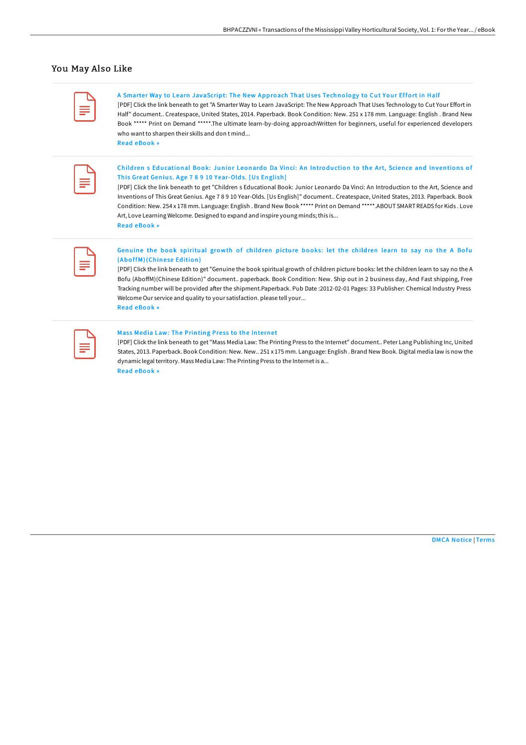## You May Also Like

### A Smarter Way to Learn JavaScript: The New Approach That Uses Technology to Cut Your Effort in Half

[PDF] Click the link beneath to get "A Smarter Way to Learn JavaScript: The New Approach That Uses Technology to Cut Your Effort in Half" document.. Createspace, United States, 2014. Paperback. Book Condition: New. 251 x 178 mm. Language: English . Brand New Book ***** Print on Demand *****.The ultimate learn-by-doing approachWritten for beginners, useful for experienced developers who want to sharpen their skills and don t mind...

Read eBook »

### Children s Educational Book: Junior Leonardo Da Vinci: An Introduction to the Art, Science and Inventions of This Great Genius. Age 7 8 9 10 Year-Olds. [Us English]

[PDF] Click the link beneath to get "Children s Educational Book: Junior Leonardo Da Vinci: An Introduction to the Art, Science and Inventions of This Great Genius. Age 7 8 9 10 Year-Olds. [Us English]" document.. Createspace, United States, 2013. Paperback. Book Condition: New. 254 x 178 mm. Language: English . Brand New Book ***** Print on Demand *****.ABOUT SMART READS for Kids . Love Art, Love Learning Welcome. Designed to expand and inspire young minds; this is...

Read eBook »

### Genuine the book spiritual growth of children picture books: let the children learn to say no the A Bofu (AboffM)(Chinese Edition)

[PDF] Click the link beneath to get "Genuine the book spiritual growth of children picture books: let the children learn to say no the A Bofu (AboffM)(Chinese Edition)" document.. paperback. Book Condition: New. Ship out in 2 business day, And Fast shipping, Free Tracking number will be provided after the shipment.Paperback. Pub Date :2012-02-01 Pages: 33 Publisher: Chemical Industry Press Welcome Our service and quality to your satisfaction. please tell your...

Read eBook »

### Mass Media Law: The Printing Press to the Internet

[PDF] Click the link beneath to get "Mass Media Law: The Printing Press to the Internet" document.. Peter Lang Publishing Inc, United States, 2013. Paperback. Book Condition: New. New.. 251 x 175 mm. Language: English . Brand New Book. Digital media law is now the dynamic legal territory. Mass Media Law: The Printing Press to the Internet is a...

Read eBook »